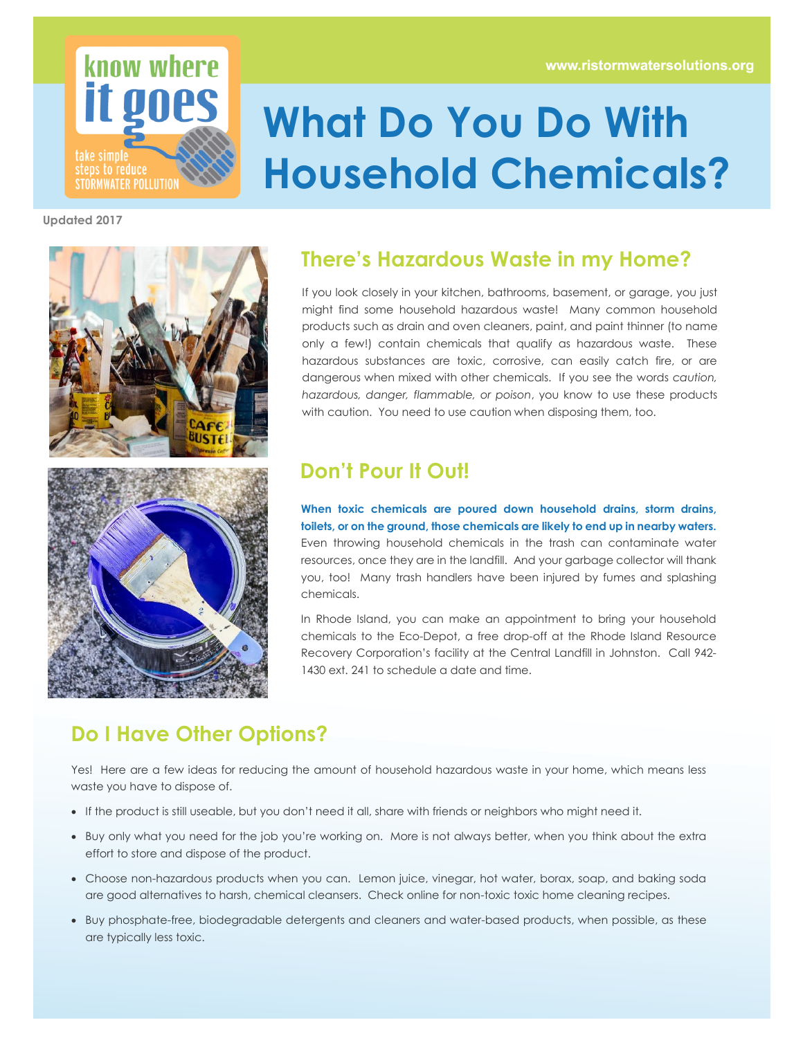know where it goes

take simple steps to reduce STORMWATER POLLUTION

www.ristormwatersolutions.org

# What Do You Do With Household Chemicals?

**Updated 2017**

## There's Hazardous Waste in my Home?

If you look closely in your kitchen, bathrooms, basement, or garage, you just might find some household hazardous waste! Many common household products such as drain and oven cleaners, paint, and paint thinner (to name only a few!) contain chemicals that qualify as hazardous waste. These hazardous substances are toxic, corrosive, can easily catch fire, or are dangerous when mixed with other chemicals. If you see the words *caution, hazardous, danger, flammable, or poison*, you know to use these products with caution. You need to use caution when disposing them, too.

## Don't Pour It Out!

**When toxic chemicals are poured down household drains, storm drains, toilets, or on the ground, those chemicals are likely to end up in nearby waters.** Even throwing household chemicals in the trash can contaminate water resources, once they are in the landfill. And your garbage collector will thank you, too! Many trash handlers have been injured by fumes and splashing chemicals.

In Rhode Island, you can make an appointment to bring your household chemicals to the Eco-Depot, a free drop-off at the Rhode Island Resource Recovery Corporation's facility at the Central Landfill in Johnston. Call 942-1430 ext. 241 to schedule a date and time.

## Do I Have Other Options?

Yes! Here are a few ideas for reducing the amount of household hazardous waste in your home, which means less waste you have to dispose of.

- If the product is still useable, but you don't need it all, share with friends or neighbors who might need it.
- Buy only what you need for the job you're working on. More is not always better, when you think about the extra effort to store and dispose of the product.
- Choose non-hazardous products when you can. Lemon juice, vinegar, hot water, borax, soap, and baking soda are good alternatives to harsh, chemical cleansers. Check online for non-toxic toxic home cleaning recipes.
- Buy phosphate-free, biodegradable detergents and cleaners and water-based products, when possible, as these are typically less toxic.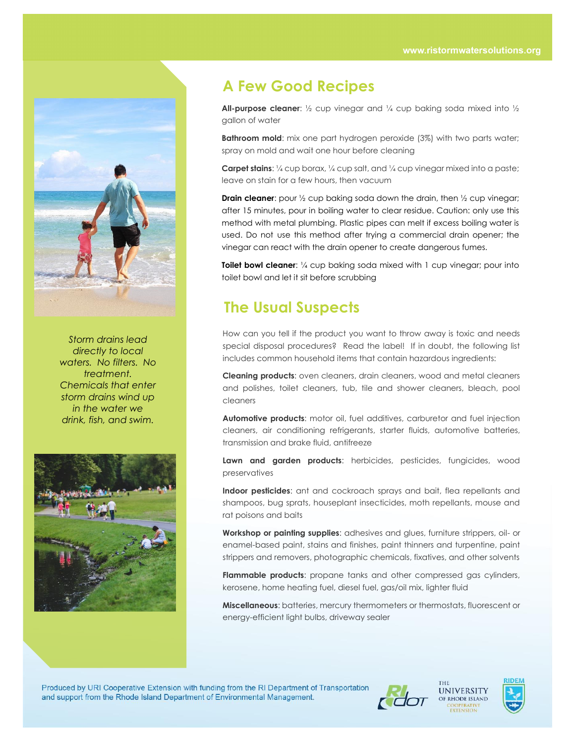Storm drains lead directly to local waters. No filters. No treatment. Chemicals that enter storm drains wind up in the water we drink, fish, and swim.

## A Few Good Recipes

**All-purpose cleaner**: ½ cup vinegar and ¼ cup baking soda mixed into ½ gallon of water

**Bathroom mold**: mix one part hydrogen peroxide (3%) with two parts water; spray on mold and wait one hour before cleaning

**Carpet stains**: ¼ cup borax, ¼ cup salt, and ¼ cup vinegar mixed into a paste; leave on stain for a few hours, then vacuum

**Drain cleaner**: pour ½ cup baking soda down the drain, then ½ cup vinegar; after 15 minutes, pour in boiling water to clear residue. Caution: only use this method with metal plumbing. Plastic pipes can melt if excess boiling water is used. Do not use this method after trying a commercial drain opener; the vinegar can react with the drain opener to create dangerous fumes.

**Toilet bowl cleaner**: ¼ cup baking soda mixed with 1 cup vinegar; pour into toilet bowl and let it sit before scrubbing

## The Usual Suspects

How can you tell if the product you want to throw away is toxic and needs special disposal procedures? Read the label! If in doubt, the following list includes common household items that contain hazardous ingredients:

**Cleaning products**: oven cleaners, drain cleaners, wood and metal cleaners and polishes, toilet cleaners, tub, tile and shower cleaners, bleach, pool cleaners

**Automotive products**: motor oil, fuel additives, carburetor and fuel injection cleaners, air conditioning refrigerants, starter fluids, automotive batteries, transmission and brake fluid, antifreeze

**Lawn and garden products**: herbicides, pesticides, fungicides, wood preservatives

**Indoor pesticides**: ant and cockroach sprays and bait, flea repellants and shampoos, bug sprats, houseplant insecticides, moth repellants, mouse and rat poisons and baits

**Workshop or painting supplies**: adhesives and glues, furniture strippers, oil- or enamel-based paint, stains and finishes, paint thinners and turpentine, paint strippers and removers, photographic chemicals, fixatives, and other solvents

**Flammable products**: propane tanks and other compressed gas cylinders, kerosene, home heating fuel, diesel fuel, gas/oil mix, lighter fluid

**Miscellaneous**: batteries, mercury thermometers or thermostats, fluorescent or energy-efficient light bulbs, driveway sealer

Produced by URI Cooperative Extension with funding from the RI Department of Transportation and support from the Rhode Island Department of Environmental Management.